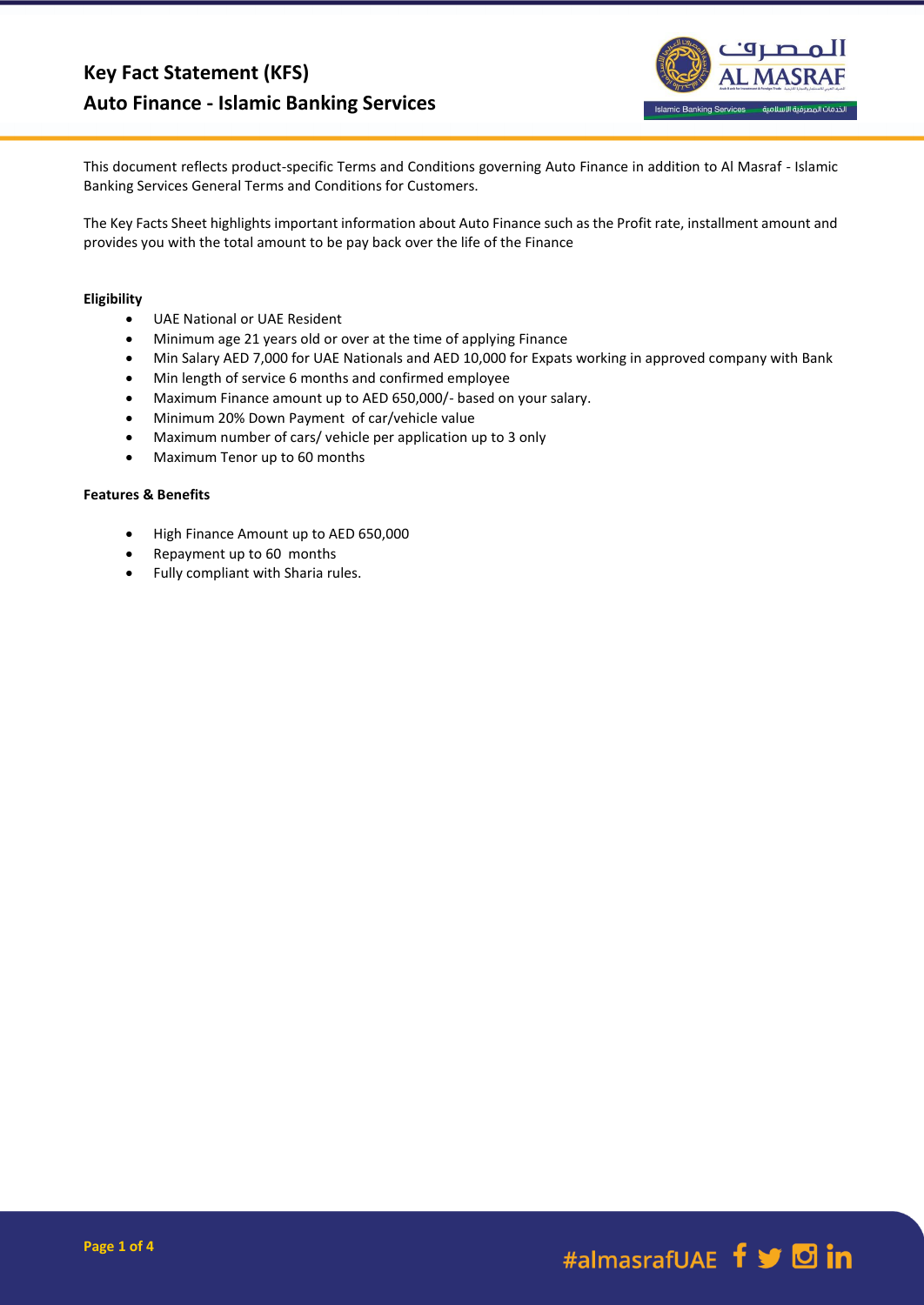# Key Fact Statement (KFS)
## Auto Finance - Islamic Banking Services

This document reflects product-specific Terms and Conditions governing Auto Finance in addition to Al Masraf - Islamic Banking Services General Terms and Conditions for Customers.

The Key Facts Sheet highlights important information about Auto Finance such as the Profit rate, installment amount and provides you with the total amount to be pay back over the life of the Finance

**Eligibility**

- UAE National or UAE Resident
- Minimum age 21 years old or over at the time of applying Finance
- Min Salary AED 7,000 for UAE Nationals and AED 10,000 for Expats working in approved company with Bank
- Min length of service 6 months and confirmed employee
- Maximum Finance amount up to AED 650,000/- based on your salary.
- Minimum 20% Down Payment of car/vehicle value
- Maximum number of cars/ vehicle per application up to 3 only
- Maximum Tenor up to 60 months

**Features & Benefits**

- High Finance Amount up to AED 650,000
- Repayment up to 60 months
- Fully compliant with Sharia rules.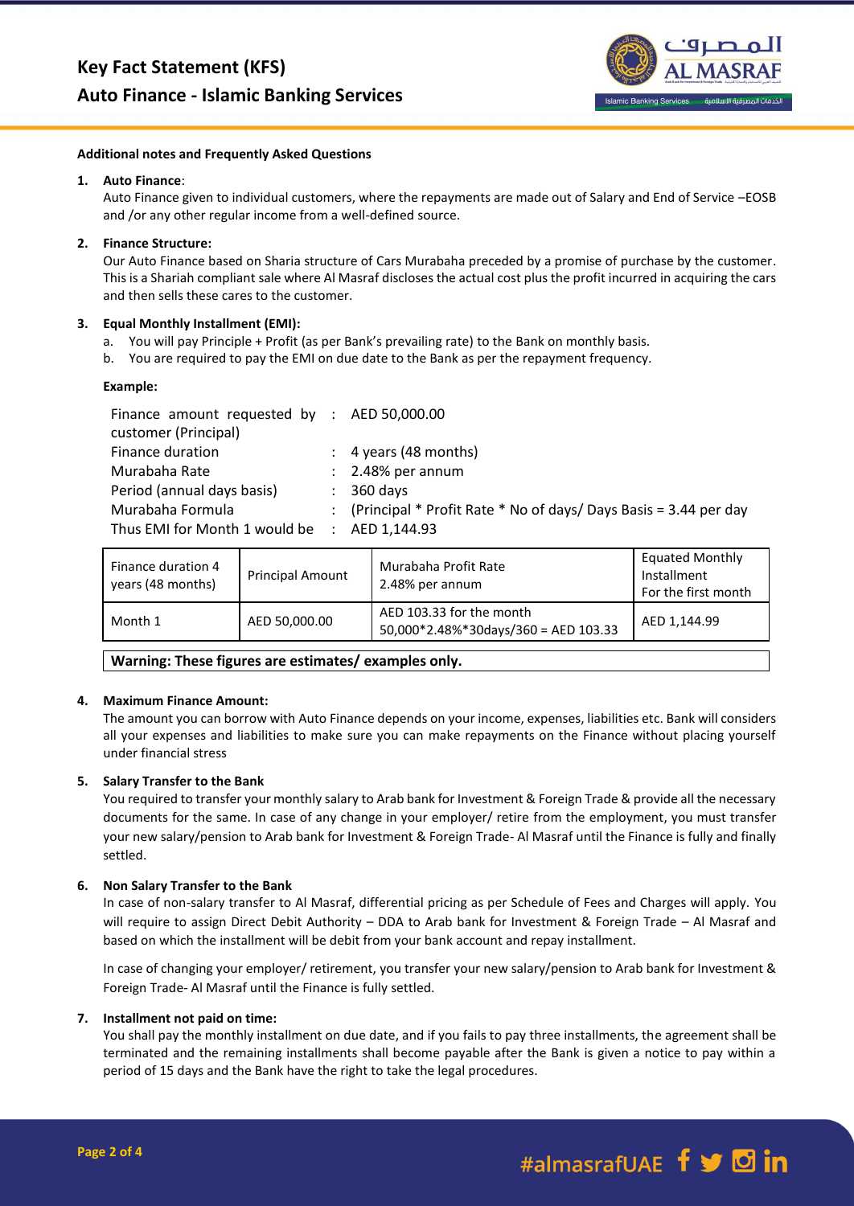# Key Fact Statement (KFS)
## Auto Finance - Islamic Banking Services

**Additional notes and Frequently Asked Questions**

1. **Auto Finance**:
   Auto Finance given to individual customers, where the repayments are made out of Salary and End of Service –EOSB and /or any other regular income from a well-defined source.

2. **Finance Structure:**
   Our Auto Finance based on Sharia structure of Cars Murabaha preceded by a promise of purchase by the customer. This is a Shariah compliant sale where Al Masraf discloses the actual cost plus the profit incurred in acquiring the cars and then sells these cares to the customer.

3. **Equal Monthly Installment (EMI):**
   a. You will pay Principle + Profit (as per Bank's prevailing rate) to the Bank on monthly basis.
   b. You are required to pay the EMI on due date to the Bank as per the repayment frequency.

   **Example:**

   | | | |
   |---|---|---|
   | Finance amount requested by customer (Principal) | : | AED 50,000.00 |
   | Finance duration | : | 4 years (48 months) |
   | Murabaha Rate | : | 2.48% per annum |
   | Period (annual days basis) | : | 360 days |
   | Murabaha Formula | : | (Principal * Profit Rate * No of days/ Days Basis = 3.44 per day |
   | Thus EMI for Month 1 would be | : | AED 1,144.93 |

   | Finance duration 4 years (48 months) | Principal Amount | Murabaha Profit Rate 2.48% per annum | Equated Monthly Installment For the first month |
   |---|---|---|---|
   | Month 1 | AED 50,000.00 | AED 103.33 for the month 50,000*2.48%*30days/360 = AED 103.33 | AED 1,144.99 |

   **Warning: These figures are estimates/ examples only.**

4. **Maximum Finance Amount:**
   The amount you can borrow with Auto Finance depends on your income, expenses, liabilities etc. Bank will considers all your expenses and liabilities to make sure you can make repayments on the Finance without placing yourself under financial stress

5. **Salary Transfer to the Bank**
   You required to transfer your monthly salary to Arab bank for Investment & Foreign Trade & provide all the necessary documents for the same. In case of any change in your employer/ retire from the employment, you must transfer your new salary/pension to Arab bank for Investment & Foreign Trade- Al Masraf until the Finance is fully and finally settled.

6. **Non Salary Transfer to the Bank**
   In case of non-salary transfer to Al Masraf, differential pricing as per Schedule of Fees and Charges will apply. You will require to assign Direct Debit Authority – DDA to Arab bank for Investment & Foreign Trade – Al Masraf and based on which the installment will be debit from your bank account and repay installment.

   In case of changing your employer/ retirement, you transfer your new salary/pension to Arab bank for Investment & Foreign Trade- Al Masraf until the Finance is fully settled.

7. **Installment not paid on time:**
   You shall pay the monthly installment on due date, and if you fails to pay three installments, the agreement shall be terminated and the remaining installments shall become payable after the Bank is given a notice to pay within a period of 15 days and the Bank have the right to take the legal procedures.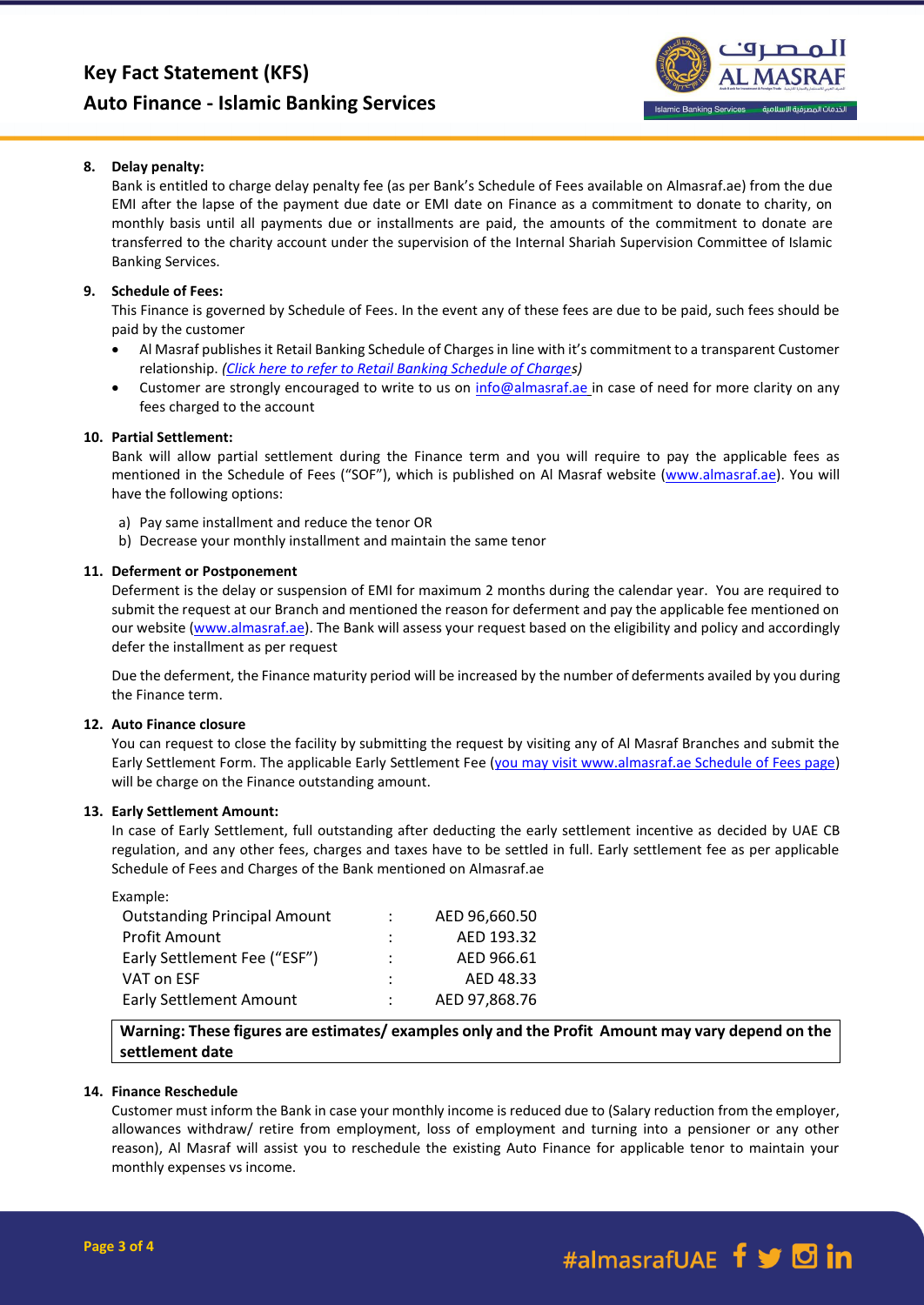### 8. Delay penalty:

Bank is entitled to charge delay penalty fee (as per Bank's Schedule of Fees available on Almasraf.ae) from the due EMI after the lapse of the payment due date or EMI date on Finance as a commitment to donate to charity, on monthly basis until all payments due or installments are paid, the amounts of the commitment to donate are transferred to the charity account under the supervision of the Internal Shariah Supervision Committee of Islamic Banking Services.

### 9. Schedule of Fees:

This Finance is governed by Schedule of Fees. In the event any of these fees are due to be paid, such fees should be paid by the customer

- Al Masraf publishes it Retail Banking Schedule of Charges in line with it's commitment to a transparent Customer relationship. *(Click here to refer to Retail Banking Schedule of Charges)*
- Customer are strongly encouraged to write to us on info@almasraf.ae in case of need for more clarity on any fees charged to the account

### 10. Partial Settlement:

Bank will allow partial settlement during the Finance term and you will require to pay the applicable fees as mentioned in the Schedule of Fees ("SOF"), which is published on Al Masraf website (www.almasraf.ae). You will have the following options:

a) Pay same installment and reduce the tenor OR
b) Decrease your monthly installment and maintain the same tenor

### 11. Deferment or Postponement

Deferment is the delay or suspension of EMI for maximum 2 months during the calendar year. You are required to submit the request at our Branch and mentioned the reason for deferment and pay the applicable fee mentioned on our website (www.almasraf.ae). The Bank will assess your request based on the eligibility and policy and accordingly defer the installment as per request

Due the deferment, the Finance maturity period will be increased by the number of deferments availed by you during the Finance term.

### 12. Auto Finance closure

You can request to close the facility by submitting the request by visiting any of Al Masraf Branches and submit the Early Settlement Form. The applicable Early Settlement Fee (you may visit www.almasraf.ae Schedule of Fees page) will be charge on the Finance outstanding amount.

### 13. Early Settlement Amount:

In case of Early Settlement, full outstanding after deducting the early settlement incentive as decided by UAE CB regulation, and any other fees, charges and taxes have to be settled in full. Early settlement fee as per applicable Schedule of Fees and Charges of the Bank mentioned on Almasraf.ae

Example:

| | | |
|---|---|---|
| Outstanding Principal Amount | : | AED 96,660.50 |
| Profit Amount | : | AED 193.32 |
| Early Settlement Fee ("ESF") | : | AED 966.61 |
| VAT on ESF | : | AED 48.33 |
| Early Settlement Amount | : | AED 97,868.76 |

**Warning: These figures are estimates/ examples only and the Profit Amount may vary depend on the settlement date**

### 14. Finance Reschedule

Customer must inform the Bank in case your monthly income is reduced due to (Salary reduction from the employer, allowances withdraw/ retire from employment, loss of employment and turning into a pensioner or any other reason), Al Masraf will assist you to reschedule the existing Auto Finance for applicable tenor to maintain your monthly expenses vs income.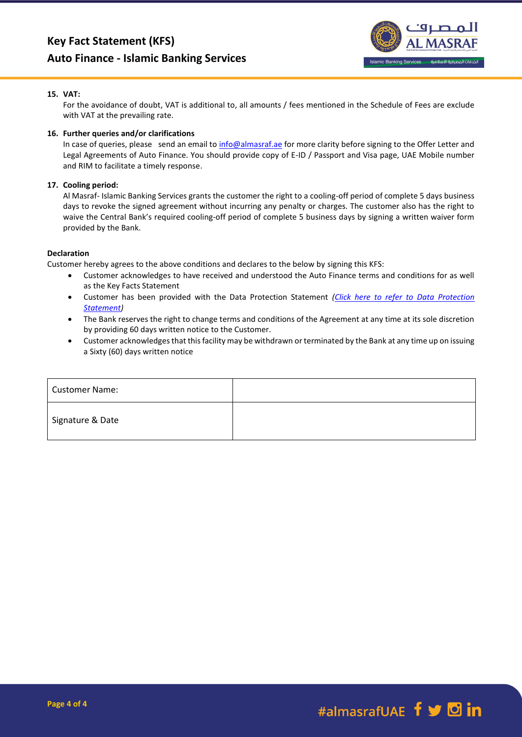**15. VAT:**

For the avoidance of doubt, VAT is additional to, all amounts / fees mentioned in the Schedule of Fees are exclude with VAT at the prevailing rate.

**16. Further queries and/or clarifications**

In case of queries, please send an email to info@almasraf.ae for more clarity before signing to the Offer Letter and Legal Agreements of Auto Finance. You should provide copy of E-ID / Passport and Visa page, UAE Mobile number and RIM to facilitate a timely response.

**17. Cooling period:**

Al Masraf- Islamic Banking Services grants the customer the right to a cooling-off period of complete 5 days business days to revoke the signed agreement without incurring any penalty or charges. The customer also has the right to waive the Central Bank's required cooling-off period of complete 5 business days by signing a written waiver form provided by the Bank.

**Declaration**

Customer hereby agrees to the above conditions and declares to the below by signing this KFS:

- Customer acknowledges to have received and understood the Auto Finance terms and conditions for as well as the Key Facts Statement
- Customer has been provided with the Data Protection Statement *(Click here to refer to Data Protection Statement)*
- The Bank reserves the right to change terms and conditions of the Agreement at any time at its sole discretion by providing 60 days written notice to the Customer.
- Customer acknowledges that this facility may be withdrawn or terminated by the Bank at any time up on issuing a Sixty (60) days written notice

| | |
|---|---|
| Customer Name: | |
| Signature & Date | |